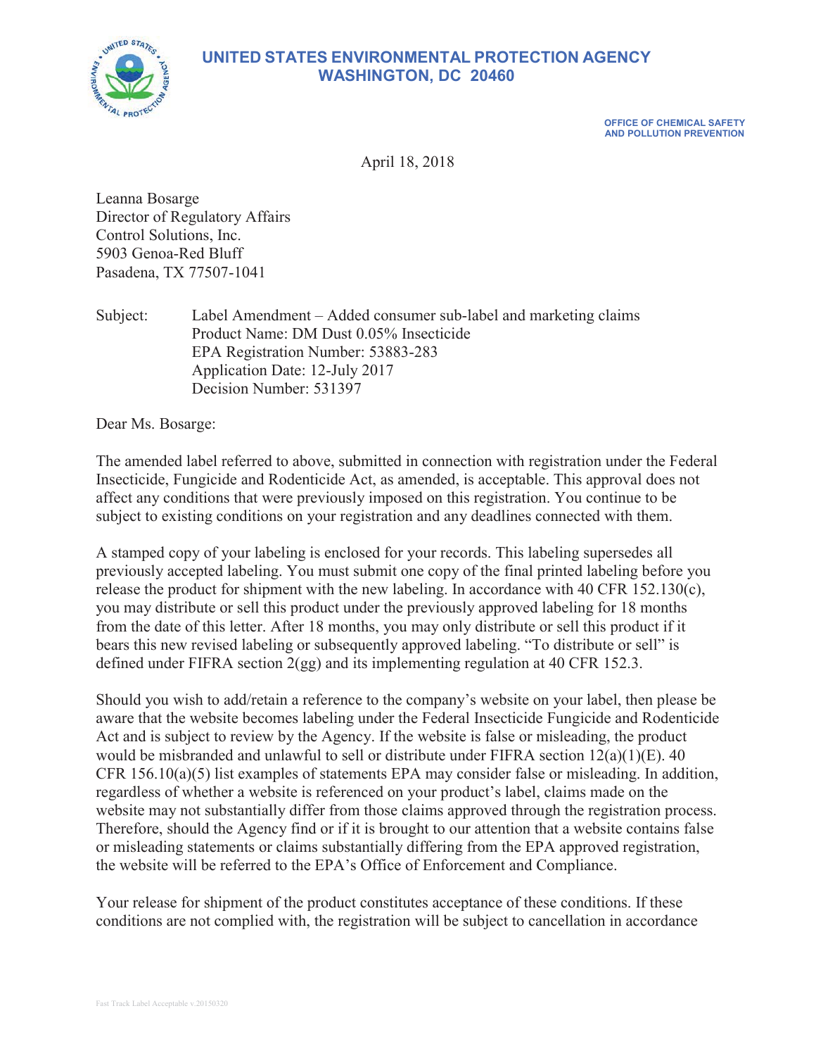# UNITED STATES ENVIRONMENTAL PROTECTION AGENCY
## WASHINGTON, DC 20460

**OFFICE OF CHEMICAL SAFETY AND POLLUTION PREVENTION**

April 18, 2018

Leanna Bosarge
Director of Regulatory Affairs
Control Solutions, Inc.
5903 Genoa-Red Bluff
Pasadena, TX 77507-1041

Subject: Label Amendment – Added consumer sub-label and marketing claims
Product Name: DM Dust 0.05% Insecticide
EPA Registration Number: 53883-283
Application Date: 12-July 2017
Decision Number: 531397

Dear Ms. Bosarge:

The amended label referred to above, submitted in connection with registration under the Federal Insecticide, Fungicide and Rodenticide Act, as amended, is acceptable. This approval does not affect any conditions that were previously imposed on this registration. You continue to be subject to existing conditions on your registration and any deadlines connected with them.

A stamped copy of your labeling is enclosed for your records. This labeling supersedes all previously accepted labeling. You must submit one copy of the final printed labeling before you release the product for shipment with the new labeling. In accordance with 40 CFR 152.130(c), you may distribute or sell this product under the previously approved labeling for 18 months from the date of this letter. After 18 months, you may only distribute or sell this product if it bears this new revised labeling or subsequently approved labeling. "To distribute or sell" is defined under FIFRA section 2(gg) and its implementing regulation at 40 CFR 152.3.

Should you wish to add/retain a reference to the company's website on your label, then please be aware that the website becomes labeling under the Federal Insecticide Fungicide and Rodenticide Act and is subject to review by the Agency. If the website is false or misleading, the product would be misbranded and unlawful to sell or distribute under FIFRA section 12(a)(1)(E). 40 CFR 156.10(a)(5) list examples of statements EPA may consider false or misleading. In addition, regardless of whether a website is referenced on your product's label, claims made on the website may not substantially differ from those claims approved through the registration process. Therefore, should the Agency find or if it is brought to our attention that a website contains false or misleading statements or claims substantially differing from the EPA approved registration, the website will be referred to the EPA's Office of Enforcement and Compliance.

Your release for shipment of the product constitutes acceptance of these conditions. If these conditions are not complied with, the registration will be subject to cancellation in accordance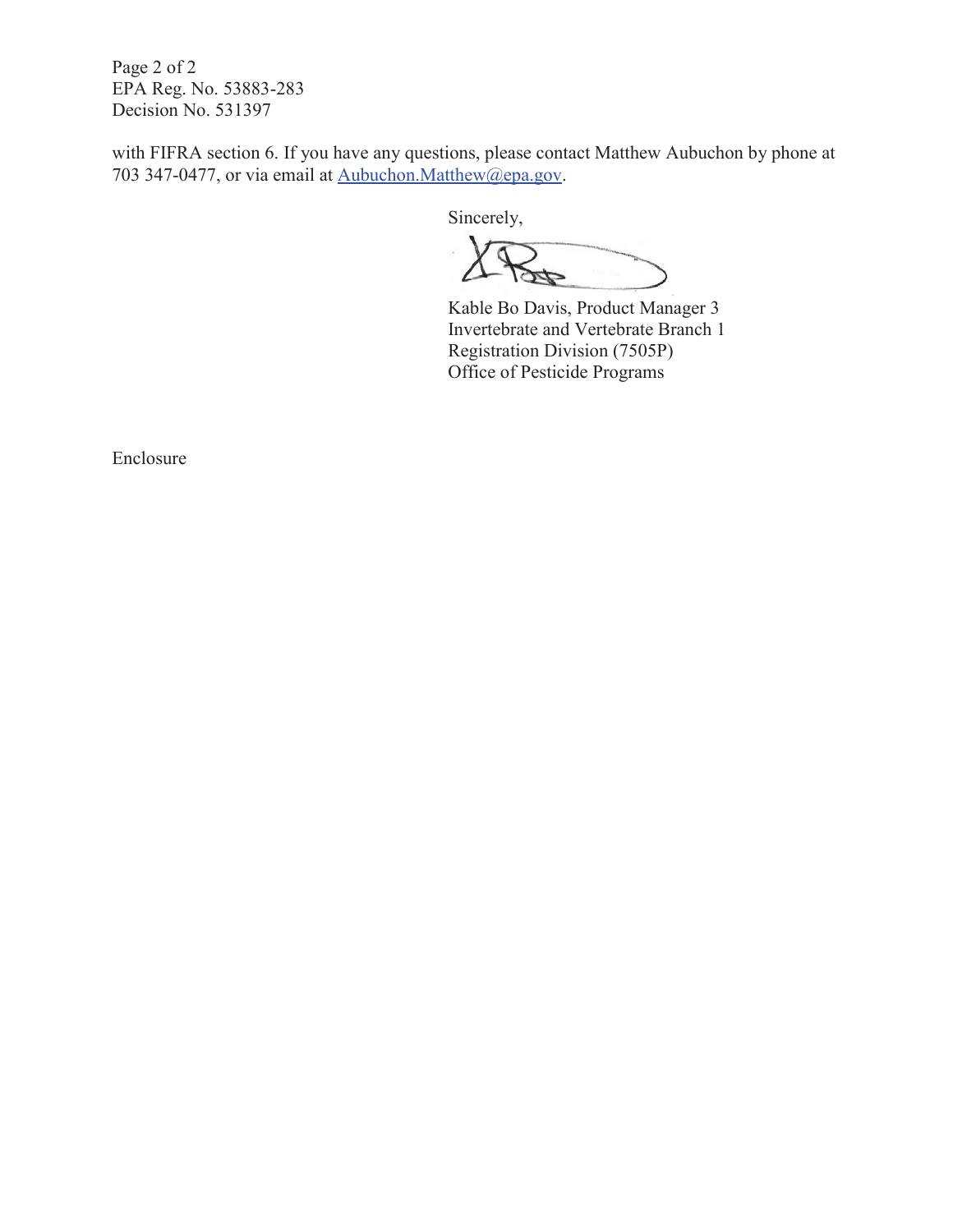Page 2 of 2
EPA Reg. No. 53883-283
Decision No. 531397

with FIFRA section 6. If you have any questions, please contact Matthew Aubuchon by phone at 703 347-0477, or via email at Aubuchon.Matthew@epa.gov.

Sincerely,

Kable Bo Davis, Product Manager 3
Invertebrate and Vertebrate Branch 1
Registration Division (7505P)
Office of Pesticide Programs

Enclosure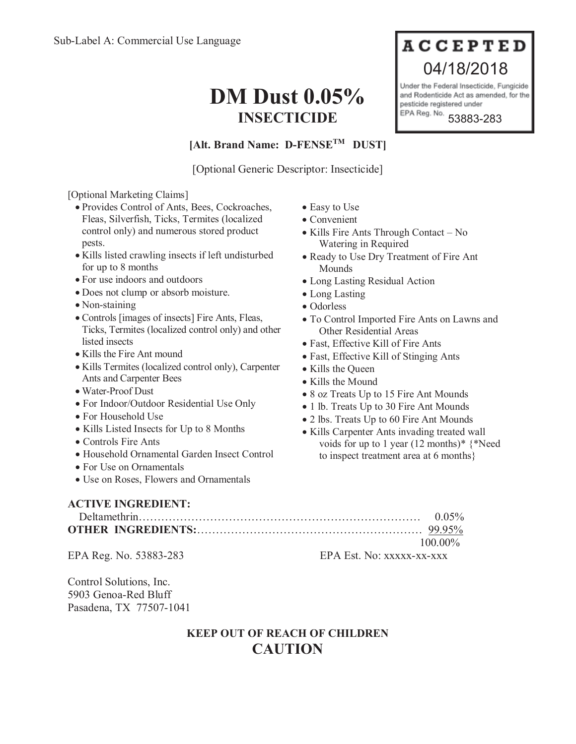Sub-Label A: Commercial Use Language

**ACCEPTED**
04/18/2018
Under the Federal Insecticide, Fungicide and Rodenticide Act as amended, for the pesticide registered under EPA Reg. No. 53883-283

# DM Dust 0.05%
## INSECTICIDE

**[Alt. Brand Name: D-FENSE™ DUST]**

[Optional Generic Descriptor: Insecticide]

[Optional Marketing Claims]

- Provides Control of Ants, Bees, Cockroaches, Fleas, Silverfish, Ticks, Termites (localized control only) and numerous stored product pests.
- Kills listed crawling insects if left undisturbed for up to 8 months
- For use indoors and outdoors
- Does not clump or absorb moisture.
- Non-staining
- Controls [images of insects] Fire Ants, Fleas, Ticks, Termites (localized control only) and other listed insects
- Kills the Fire Ant mound
- Kills Termites (localized control only), Carpenter Ants and Carpenter Bees
- Water-Proof Dust
- For Indoor/Outdoor Residential Use Only
- For Household Use
- Kills Listed Insects for Up to 8 Months
- Controls Fire Ants
- Household Ornamental Garden Insect Control
- For Use on Ornamentals
- Use on Roses, Flowers and Ornamentals
- Easy to Use
- Convenient
- Kills Fire Ants Through Contact – No Watering in Required
- Ready to Use Dry Treatment of Fire Ant Mounds
- Long Lasting Residual Action
- Long Lasting
- Odorless
- To Control Imported Fire Ants on Lawns and Other Residential Areas
- Fast, Effective Kill of Fire Ants
- Fast, Effective Kill of Stinging Ants
- Kills the Queen
- Kills the Mound
- 8 oz Treats Up to 15 Fire Ant Mounds
- 1 lb. Treats Up to 30 Fire Ant Mounds
- 2 lbs. Treats Up to 60 Fire Ant Mounds
- Kills Carpenter Ants invading treated wall voids for up to 1 year (12 months)* {*Need to inspect treatment area at 6 months}

**ACTIVE INGREDIENT:**

| | |
|---|---|
| Deltamethrin | 0.05% |
| **OTHER INGREDIENTS:** | 99.95% |
| | 100.00% |

EPA Reg. No. 53883-283 EPA Est. No: xxxxx-xx-xxx

Control Solutions, Inc.
5903 Genoa-Red Bluff
Pasadena, TX 77507-1041

**KEEP OUT OF REACH OF CHILDREN**
**CAUTION**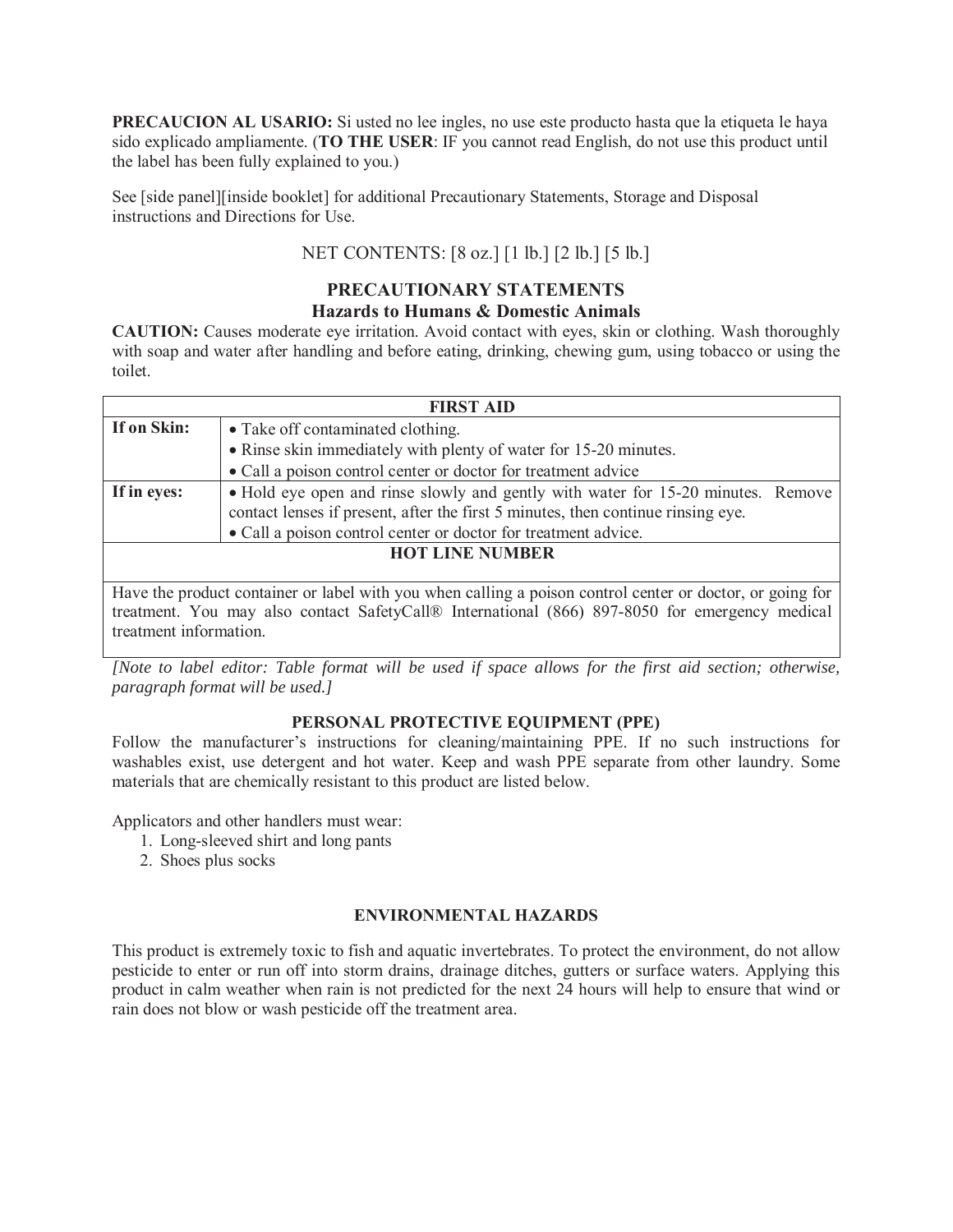**PRECAUCION AL USARIO:** Si usted no lee ingles, no use este producto hasta que la etiqueta le haya sido explicado ampliamente. (**TO THE USER**: IF you cannot read English, do not use this product until the label has been fully explained to you.)

See [side panel][inside booklet] for additional Precautionary Statements, Storage and Disposal instructions and Directions for Use.

NET CONTENTS: [8 oz.] [1 lb.] [2 lb.] [5 lb.]

## PRECAUTIONARY STATEMENTS

### Hazards to Humans & Domestic Animals

**CAUTION:** Causes moderate eye irritation. Avoid contact with eyes, skin or clothing. Wash thoroughly with soap and water after handling and before eating, drinking, chewing gum, using tobacco or using the toilet.

| FIRST AID | |
|---|---|
| **If on Skin:** | • Take off contaminated clothing.<br>• Rinse skin immediately with plenty of water for 15-20 minutes.<br>• Call a poison control center or doctor for treatment advice |
| **If in eyes:** | • Hold eye open and rinse slowly and gently with water for 15-20 minutes. Remove contact lenses if present, after the first 5 minutes, then continue rinsing eye.<br>• Call a poison control center or doctor for treatment advice. |
| **HOT LINE NUMBER** | |
| Have the product container or label with you when calling a poison control center or doctor, or going for treatment. You may also contact SafetyCall® International (866) 897-8050 for emergency medical treatment information. | |

*[Note to label editor: Table format will be used if space allows for the first aid section; otherwise, paragraph format will be used.]*

### PERSONAL PROTECTIVE EQUIPMENT (PPE)

Follow the manufacturer's instructions for cleaning/maintaining PPE. If no such instructions for washables exist, use detergent and hot water. Keep and wash PPE separate from other laundry. Some materials that are chemically resistant to this product are listed below.

Applicators and other handlers must wear:

1. Long-sleeved shirt and long pants
2. Shoes plus socks

### ENVIRONMENTAL HAZARDS

This product is extremely toxic to fish and aquatic invertebrates. To protect the environment, do not allow pesticide to enter or run off into storm drains, drainage ditches, gutters or surface waters. Applying this product in calm weather when rain is not predicted for the next 24 hours will help to ensure that wind or rain does not blow or wash pesticide off the treatment area.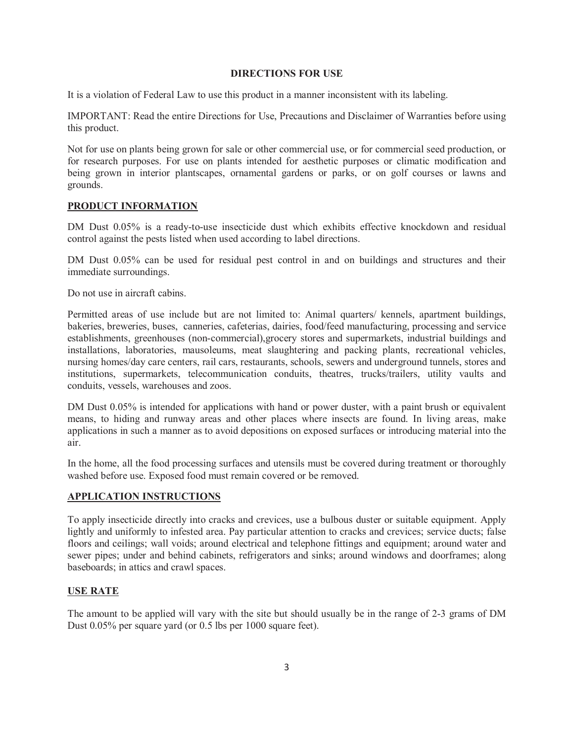## DIRECTIONS FOR USE

It is a violation of Federal Law to use this product in a manner inconsistent with its labeling.

IMPORTANT: Read the entire Directions for Use, Precautions and Disclaimer of Warranties before using this product.

Not for use on plants being grown for sale or other commercial use, or for commercial seed production, or for research purposes. For use on plants intended for aesthetic purposes or climatic modification and being grown in interior plantscapes, ornamental gardens or parks, or on golf courses or lawns and grounds.

### PRODUCT INFORMATION

DM Dust 0.05% is a ready-to-use insecticide dust which exhibits effective knockdown and residual control against the pests listed when used according to label directions.

DM Dust 0.05% can be used for residual pest control in and on buildings and structures and their immediate surroundings.

Do not use in aircraft cabins.

Permitted areas of use include but are not limited to: Animal quarters/ kennels, apartment buildings, bakeries, breweries, buses, canneries, cafeterias, dairies, food/feed manufacturing, processing and service establishments, greenhouses (non-commercial),grocery stores and supermarkets, industrial buildings and installations, laboratories, mausoleums, meat slaughtering and packing plants, recreational vehicles, nursing homes/day care centers, rail cars, restaurants, schools, sewers and underground tunnels, stores and institutions, supermarkets, telecommunication conduits, theatres, trucks/trailers, utility vaults and conduits, vessels, warehouses and zoos.

DM Dust 0.05% is intended for applications with hand or power duster, with a paint brush or equivalent means, to hiding and runway areas and other places where insects are found. In living areas, make applications in such a manner as to avoid depositions on exposed surfaces or introducing material into the air.

In the home, all the food processing surfaces and utensils must be covered during treatment or thoroughly washed before use. Exposed food must remain covered or be removed.

### APPLICATION INSTRUCTIONS

To apply insecticide directly into cracks and crevices, use a bulbous duster or suitable equipment. Apply lightly and uniformly to infested area. Pay particular attention to cracks and crevices; service ducts; false floors and ceilings; wall voids; around electrical and telephone fittings and equipment; around water and sewer pipes; under and behind cabinets, refrigerators and sinks; around windows and doorframes; along baseboards; in attics and crawl spaces.

### USE RATE

The amount to be applied will vary with the site but should usually be in the range of 2-3 grams of DM Dust 0.05% per square yard (or 0.5 lbs per 1000 square feet).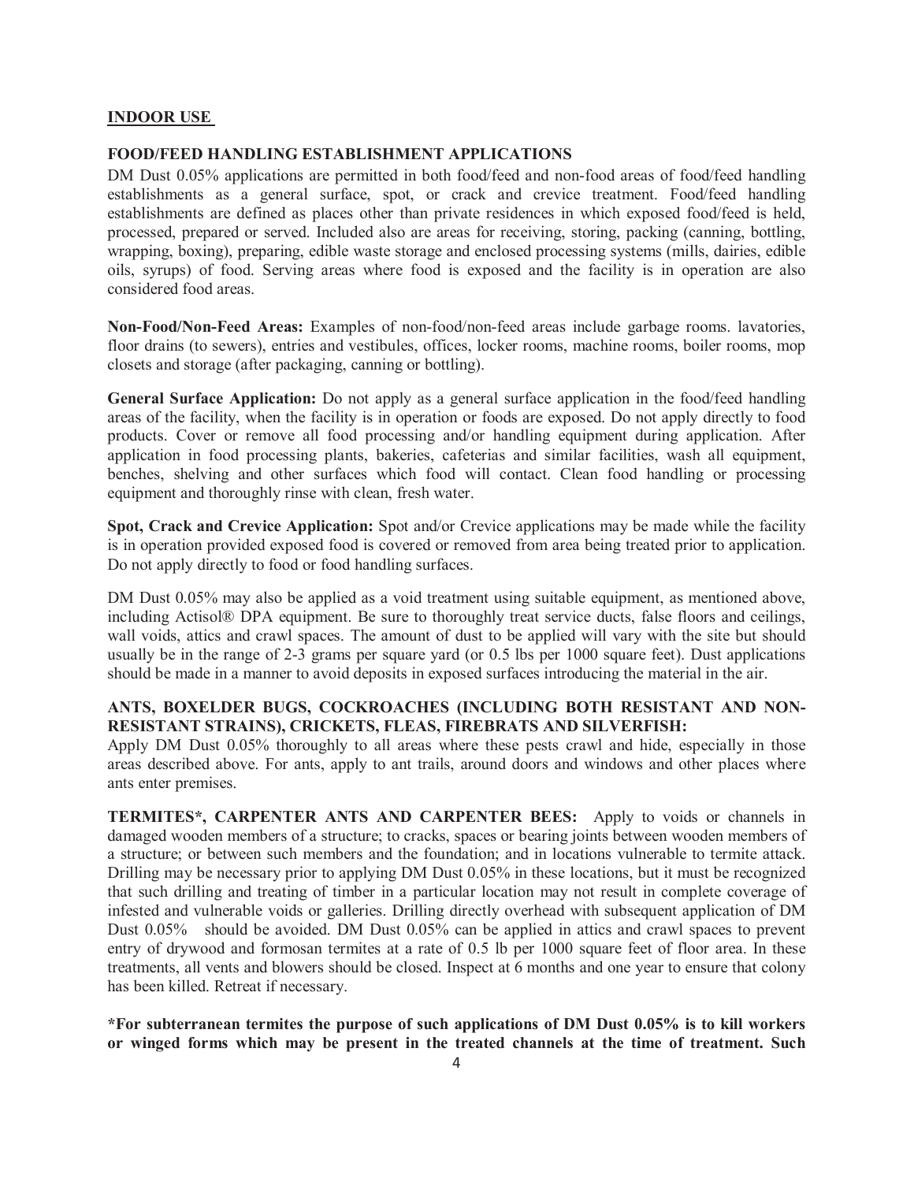## INDOOR USE

### FOOD/FEED HANDLING ESTABLISHMENT APPLICATIONS

DM Dust 0.05% applications are permitted in both food/feed and non-food areas of food/feed handling establishments as a general surface, spot, or crack and crevice treatment. Food/feed handling establishments are defined as places other than private residences in which exposed food/feed is held, processed, prepared or served. Included also are areas for receiving, storing, packing (canning, bottling, wrapping, boxing), preparing, edible waste storage and enclosed processing systems (mills, dairies, edible oils, syrups) of food. Serving areas where food is exposed and the facility is in operation are also considered food areas.

**Non-Food/Non-Feed Areas:** Examples of non-food/non-feed areas include garbage rooms. lavatories, floor drains (to sewers), entries and vestibules, offices, locker rooms, machine rooms, boiler rooms, mop closets and storage (after packaging, canning or bottling).

**General Surface Application:** Do not apply as a general surface application in the food/feed handling areas of the facility, when the facility is in operation or foods are exposed. Do not apply directly to food products. Cover or remove all food processing and/or handling equipment during application. After application in food processing plants, bakeries, cafeterias and similar facilities, wash all equipment, benches, shelving and other surfaces which food will contact. Clean food handling or processing equipment and thoroughly rinse with clean, fresh water.

**Spot, Crack and Crevice Application:** Spot and/or Crevice applications may be made while the facility is in operation provided exposed food is covered or removed from area being treated prior to application. Do not apply directly to food or food handling surfaces.

DM Dust 0.05% may also be applied as a void treatment using suitable equipment, as mentioned above, including Actisol® DPA equipment. Be sure to thoroughly treat service ducts, false floors and ceilings, wall voids, attics and crawl spaces. The amount of dust to be applied will vary with the site but should usually be in the range of 2-3 grams per square yard (or 0.5 lbs per 1000 square feet). Dust applications should be made in a manner to avoid deposits in exposed surfaces introducing the material in the air.

**ANTS, BOXELDER BUGS, COCKROACHES (INCLUDING BOTH RESISTANT AND NON-RESISTANT STRAINS), CRICKETS, FLEAS, FIREBRATS AND SILVERFISH:**
Apply DM Dust 0.05% thoroughly to all areas where these pests crawl and hide, especially in those areas described above. For ants, apply to ant trails, around doors and windows and other places where ants enter premises.

**TERMITES*, CARPENTER ANTS AND CARPENTER BEES:** Apply to voids or channels in damaged wooden members of a structure; to cracks, spaces or bearing joints between wooden members of a structure; or between such members and the foundation; and in locations vulnerable to termite attack. Drilling may be necessary prior to applying DM Dust 0.05% in these locations, but it must be recognized that such drilling and treating of timber in a particular location may not result in complete coverage of infested and vulnerable voids or galleries. Drilling directly overhead with subsequent application of DM Dust 0.05% should be avoided. DM Dust 0.05% can be applied in attics and crawl spaces to prevent entry of drywood and formosan termites at a rate of 0.5 lb per 1000 square feet of floor area. In these treatments, all vents and blowers should be closed. Inspect at 6 months and one year to ensure that colony has been killed. Retreat if necessary.

**\*For subterranean termites the purpose of such applications of DM Dust 0.05% is to kill workers or winged forms which may be present in the treated channels at the time of treatment. Such**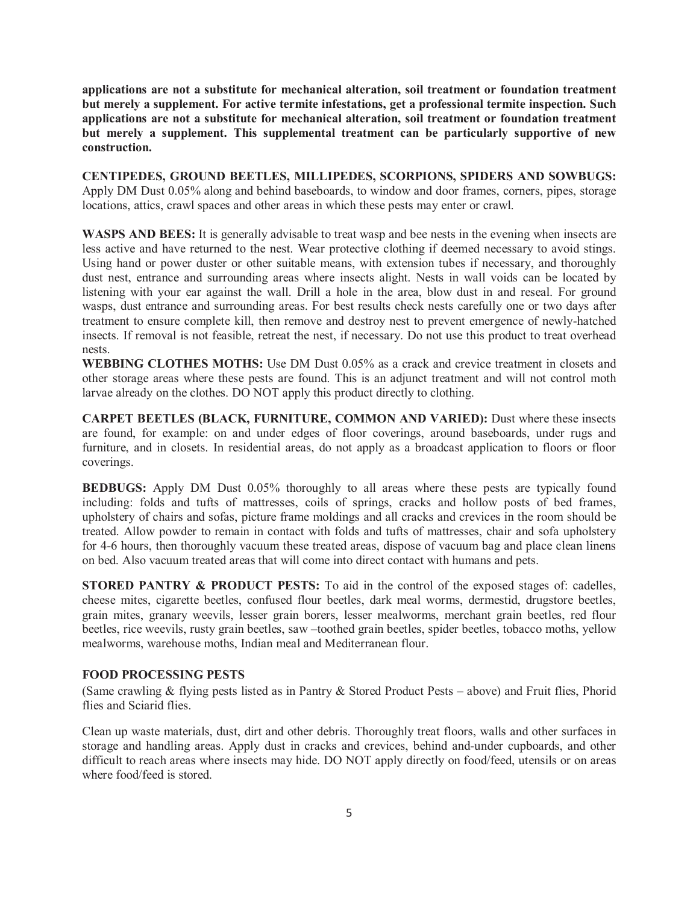**applications are not a substitute for mechanical alteration, soil treatment or foundation treatment but merely a supplement. For active termite infestations, get a professional termite inspection. Such applications are not a substitute for mechanical alteration, soil treatment or foundation treatment but merely a supplement. This supplemental treatment can be particularly supportive of new construction.**

**CENTIPEDES, GROUND BEETLES, MILLIPEDES, SCORPIONS, SPIDERS AND SOWBUGS:** Apply DM Dust 0.05% along and behind baseboards, to window and door frames, corners, pipes, storage locations, attics, crawl spaces and other areas in which these pests may enter or crawl.

**WASPS AND BEES:** It is generally advisable to treat wasp and bee nests in the evening when insects are less active and have returned to the nest. Wear protective clothing if deemed necessary to avoid stings. Using hand or power duster or other suitable means, with extension tubes if necessary, and thoroughly dust nest, entrance and surrounding areas where insects alight. Nests in wall voids can be located by listening with your ear against the wall. Drill a hole in the area, blow dust in and reseal. For ground wasps, dust entrance and surrounding areas. For best results check nests carefully one or two days after treatment to ensure complete kill, then remove and destroy nest to prevent emergence of newly-hatched insects. If removal is not feasible, retreat the nest, if necessary. Do not use this product to treat overhead nests.

**WEBBING CLOTHES MOTHS:** Use DM Dust 0.05% as a crack and crevice treatment in closets and other storage areas where these pests are found. This is an adjunct treatment and will not control moth larvae already on the clothes. DO NOT apply this product directly to clothing.

**CARPET BEETLES (BLACK, FURNITURE, COMMON AND VARIED):** Dust where these insects are found, for example: on and under edges of floor coverings, around baseboards, under rugs and furniture, and in closets. In residential areas, do not apply as a broadcast application to floors or floor coverings.

**BEDBUGS:** Apply DM Dust 0.05% thoroughly to all areas where these pests are typically found including: folds and tufts of mattresses, coils of springs, cracks and hollow posts of bed frames, upholstery of chairs and sofas, picture frame moldings and all cracks and crevices in the room should be treated. Allow powder to remain in contact with folds and tufts of mattresses, chair and sofa upholstery for 4-6 hours, then thoroughly vacuum these treated areas, dispose of vacuum bag and place clean linens on bed. Also vacuum treated areas that will come into direct contact with humans and pets.

**STORED PANTRY & PRODUCT PESTS:** To aid in the control of the exposed stages of: cadelles, cheese mites, cigarette beetles, confused flour beetles, dark meal worms, dermestid, drugstore beetles, grain mites, granary weevils, lesser grain borers, lesser mealworms, merchant grain beetles, red flour beetles, rice weevils, rusty grain beetles, saw –toothed grain beetles, spider beetles, tobacco moths, yellow mealworms, warehouse moths, Indian meal and Mediterranean flour.

**FOOD PROCESSING PESTS**

(Same crawling & flying pests listed as in Pantry & Stored Product Pests – above) and Fruit flies, Phorid flies and Sciarid flies.

Clean up waste materials, dust, dirt and other debris. Thoroughly treat floors, walls and other surfaces in storage and handling areas. Apply dust in cracks and crevices, behind and-under cupboards, and other difficult to reach areas where insects may hide. DO NOT apply directly on food/feed, utensils or on areas where food/feed is stored.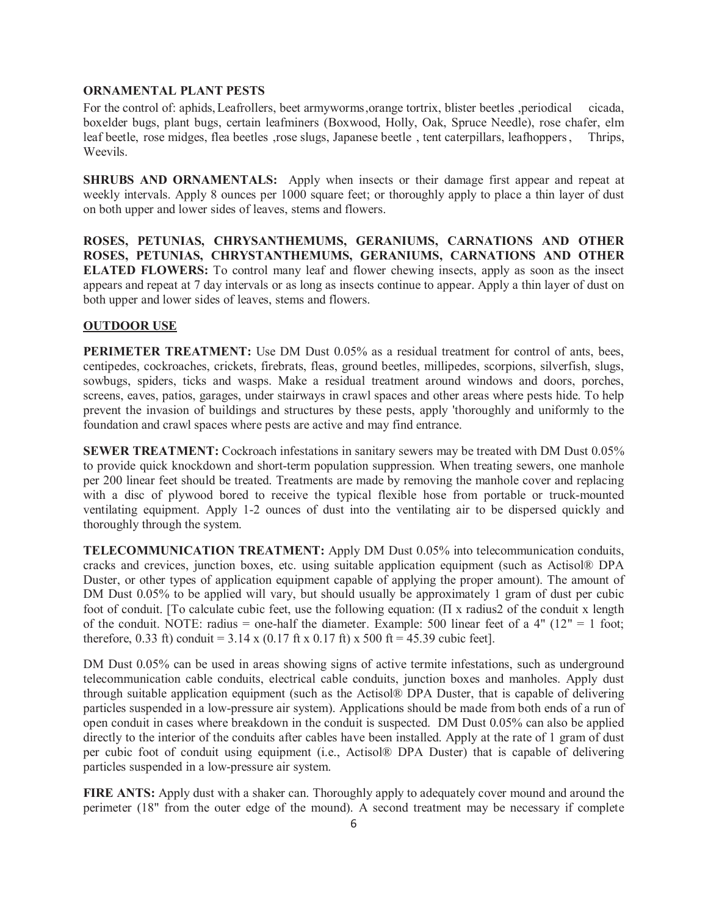**ORNAMENTAL PLANT PESTS**

For the control of: aphids, Leafrollers, beet armyworms ,orange tortrix, blister beetles ,periodical cicada, boxelder bugs, plant bugs, certain leafminers (Boxwood, Holly, Oak, Spruce Needle), rose chafer, elm leaf beetle, rose midges, flea beetles ,rose slugs, Japanese beetle , tent caterpillars, leafhoppers , Thrips, Weevils.

**SHRUBS AND ORNAMENTALS:** Apply when insects or their damage first appear and repeat at weekly intervals. Apply 8 ounces per 1000 square feet; or thoroughly apply to place a thin layer of dust on both upper and lower sides of leaves, stems and flowers.

**ROSES, PETUNIAS, CHRYSANTHEMUMS, GERANIUMS, CARNATIONS AND OTHER ROSES, PETUNIAS, CHRYSTANTHEMUMS, GERANIUMS, CARNATIONS AND OTHER ELATED FLOWERS:** To control many leaf and flower chewing insects, apply as soon as the insect appears and repeat at 7 day intervals or as long as insects continue to appear. Apply a thin layer of dust on both upper and lower sides of leaves, stems and flowers.

**OUTDOOR USE**

**PERIMETER TREATMENT:** Use DM Dust 0.05% as a residual treatment for control of ants, bees, centipedes, cockroaches, crickets, firebrats, fleas, ground beetles, millipedes, scorpions, silverfish, slugs, sowbugs, spiders, ticks and wasps. Make a residual treatment around windows and doors, porches, screens, eaves, patios, garages, under stairways in crawl spaces and other areas where pests hide. To help prevent the invasion of buildings and structures by these pests, apply 'thoroughly and uniformly to the foundation and crawl spaces where pests are active and may find entrance.

**SEWER TREATMENT:** Cockroach infestations in sanitary sewers may be treated with DM Dust 0.05% to provide quick knockdown and short-term population suppression. When treating sewers, one manhole per 200 linear feet should be treated. Treatments are made by removing the manhole cover and replacing with a disc of plywood bored to receive the typical flexible hose from portable or truck-mounted ventilating equipment. Apply 1-2 ounces of dust into the ventilating air to be dispersed quickly and thoroughly through the system.

**TELECOMMUNICATION TREATMENT:** Apply DM Dust 0.05% into telecommunication conduits, cracks and crevices, junction boxes, etc. using suitable application equipment (such as Actisol® DPA Duster, or other types of application equipment capable of applying the proper amount). The amount of DM Dust 0.05% to be applied will vary, but should usually be approximately 1 gram of dust per cubic foot of conduit. [To calculate cubic feet, use the following equation: (Π x radius2 of the conduit x length of the conduit. NOTE: radius = one-half the diameter. Example: 500 linear feet of a 4" (12" = 1 foot; therefore, 0.33 ft) conduit = 3.14 x (0.17 ft x 0.17 ft) x 500 ft = 45.39 cubic feet].

DM Dust 0.05% can be used in areas showing signs of active termite infestations, such as underground telecommunication cable conduits, electrical cable conduits, junction boxes and manholes. Apply dust through suitable application equipment (such as the Actisol® DPA Duster, that is capable of delivering particles suspended in a low-pressure air system). Applications should be made from both ends of a run of open conduit in cases where breakdown in the conduit is suspected. DM Dust 0.05% can also be applied directly to the interior of the conduits after cables have been installed. Apply at the rate of 1 gram of dust per cubic foot of conduit using equipment (i.e., Actisol® DPA Duster) that is capable of delivering particles suspended in a low-pressure air system.

**FIRE ANTS:** Apply dust with a shaker can. Thoroughly apply to adequately cover mound and around the perimeter (18" from the outer edge of the mound). A second treatment may be necessary if complete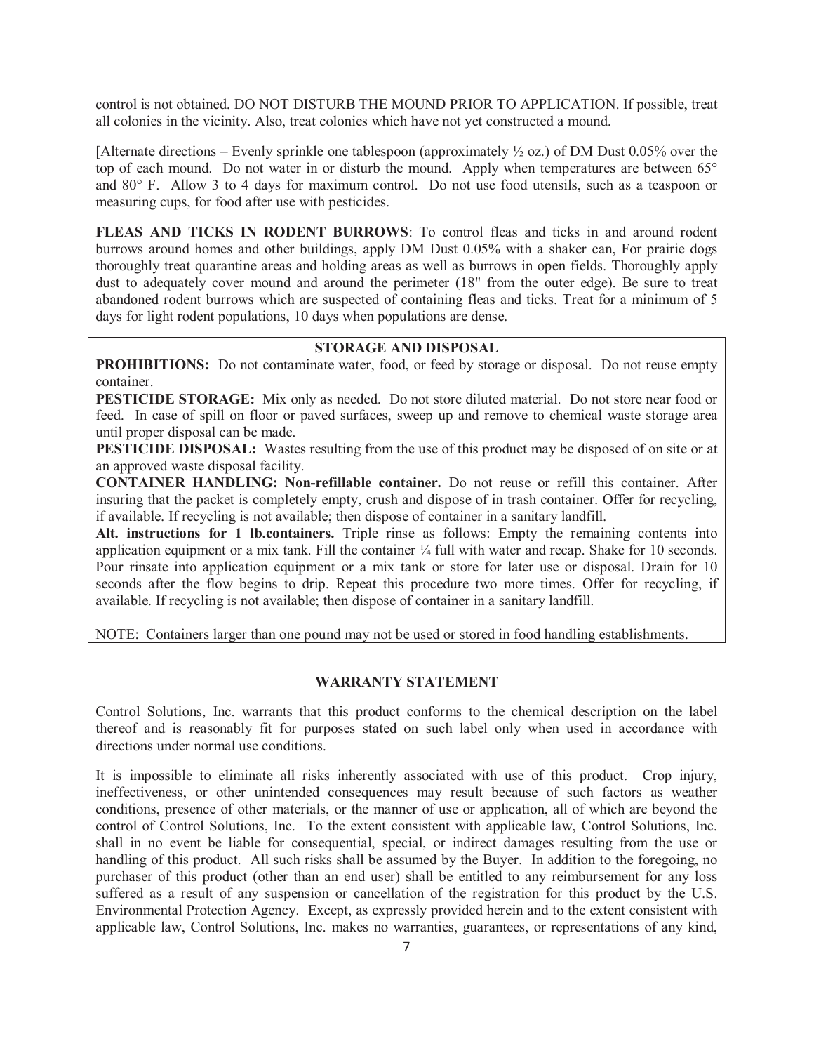control is not obtained. DO NOT DISTURB THE MOUND PRIOR TO APPLICATION. If possible, treat all colonies in the vicinity. Also, treat colonies which have not yet constructed a mound.

[Alternate directions – Evenly sprinkle one tablespoon (approximately ½ oz.) of DM Dust 0.05% over the top of each mound. Do not water in or disturb the mound. Apply when temperatures are between 65° and 80° F. Allow 3 to 4 days for maximum control. Do not use food utensils, such as a teaspoon or measuring cups, for food after use with pesticides.

**FLEAS AND TICKS IN RODENT BURROWS**: To control fleas and ticks in and around rodent burrows around homes and other buildings, apply DM Dust 0.05% with a shaker can, For prairie dogs thoroughly treat quarantine areas and holding areas as well as burrows in open fields. Thoroughly apply dust to adequately cover mound and around the perimeter (18" from the outer edge). Be sure to treat abandoned rodent burrows which are suspected of containing fleas and ticks. Treat for a minimum of 5 days for light rodent populations, 10 days when populations are dense.

## STORAGE AND DISPOSAL

**PROHIBITIONS:** Do not contaminate water, food, or feed by storage or disposal. Do not reuse empty container.

**PESTICIDE STORAGE:** Mix only as needed. Do not store diluted material. Do not store near food or feed. In case of spill on floor or paved surfaces, sweep up and remove to chemical waste storage area until proper disposal can be made.

**PESTICIDE DISPOSAL:** Wastes resulting from the use of this product may be disposed of on site or at an approved waste disposal facility.

**CONTAINER HANDLING: Non-refillable container.** Do not reuse or refill this container. After insuring that the packet is completely empty, crush and dispose of in trash container. Offer for recycling, if available. If recycling is not available; then dispose of container in a sanitary landfill.

**Alt. instructions for 1 lb.containers.** Triple rinse as follows: Empty the remaining contents into application equipment or a mix tank. Fill the container ¼ full with water and recap. Shake for 10 seconds. Pour rinsate into application equipment or a mix tank or store for later use or disposal. Drain for 10 seconds after the flow begins to drip. Repeat this procedure two more times. Offer for recycling, if available. If recycling is not available; then dispose of container in a sanitary landfill.

NOTE: Containers larger than one pound may not be used or stored in food handling establishments.

## WARRANTY STATEMENT

Control Solutions, Inc. warrants that this product conforms to the chemical description on the label thereof and is reasonably fit for purposes stated on such label only when used in accordance with directions under normal use conditions.

It is impossible to eliminate all risks inherently associated with use of this product. Crop injury, ineffectiveness, or other unintended consequences may result because of such factors as weather conditions, presence of other materials, or the manner of use or application, all of which are beyond the control of Control Solutions, Inc. To the extent consistent with applicable law, Control Solutions, Inc. shall in no event be liable for consequential, special, or indirect damages resulting from the use or handling of this product. All such risks shall be assumed by the Buyer. In addition to the foregoing, no purchaser of this product (other than an end user) shall be entitled to any reimbursement for any loss suffered as a result of any suspension or cancellation of the registration for this product by the U.S. Environmental Protection Agency. Except, as expressly provided herein and to the extent consistent with applicable law, Control Solutions, Inc. makes no warranties, guarantees, or representations of any kind,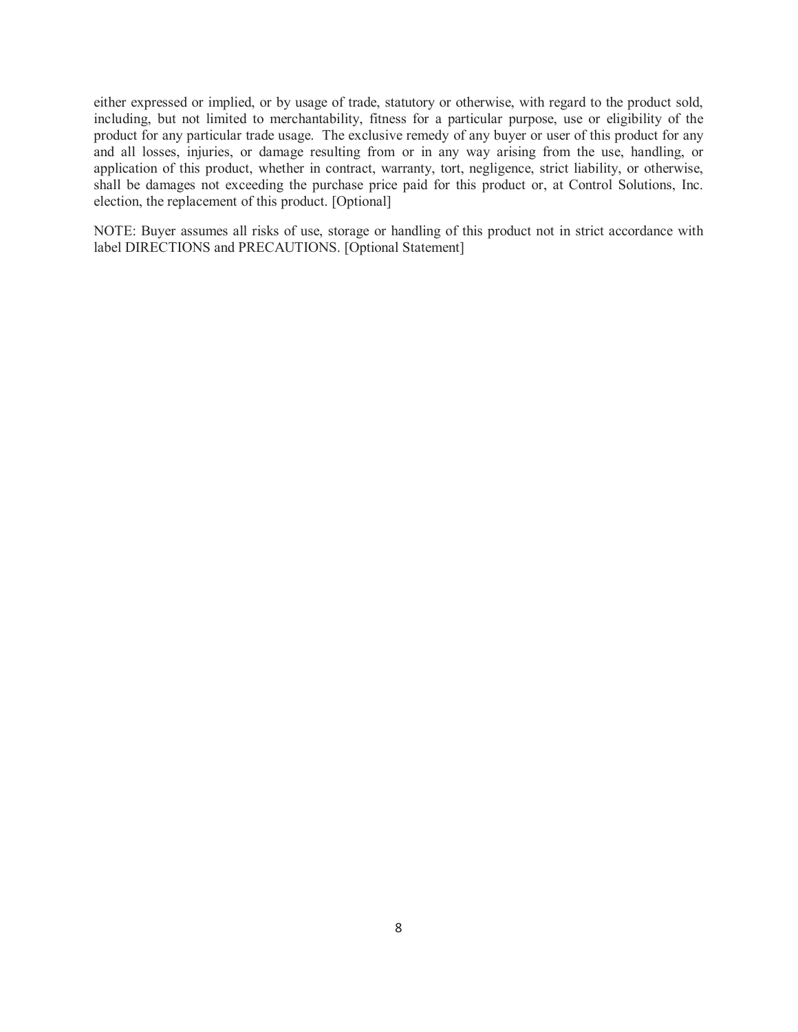either expressed or implied, or by usage of trade, statutory or otherwise, with regard to the product sold, including, but not limited to merchantability, fitness for a particular purpose, use or eligibility of the product for any particular trade usage. The exclusive remedy of any buyer or user of this product for any and all losses, injuries, or damage resulting from or in any way arising from the use, handling, or application of this product, whether in contract, warranty, tort, negligence, strict liability, or otherwise, shall be damages not exceeding the purchase price paid for this product or, at Control Solutions, Inc. election, the replacement of this product. [Optional]

NOTE: Buyer assumes all risks of use, storage or handling of this product not in strict accordance with label DIRECTIONS and PRECAUTIONS. [Optional Statement]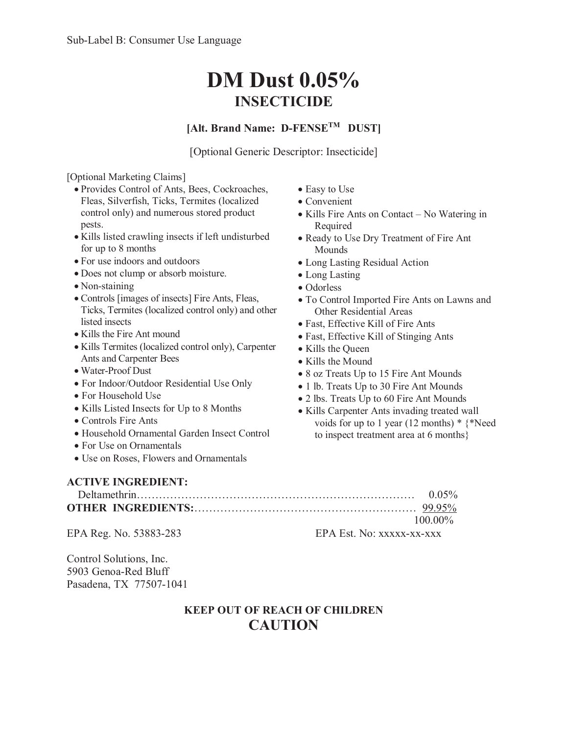Sub-Label B: Consumer Use Language

# DM Dust 0.05%
## INSECTICIDE

**[Alt. Brand Name: D-FENSE™ DUST]**

[Optional Generic Descriptor: Insecticide]

[Optional Marketing Claims]

- Provides Control of Ants, Bees, Cockroaches, Fleas, Silverfish, Ticks, Termites (localized control only) and numerous stored product pests.
- Kills listed crawling insects if left undisturbed for up to 8 months
- For use indoors and outdoors
- Does not clump or absorb moisture.
- Non-staining
- Controls [images of insects] Fire Ants, Fleas, Ticks, Termites (localized control only) and other listed insects
- Kills the Fire Ant mound
- Kills Termites (localized control only), Carpenter Ants and Carpenter Bees
- Water-Proof Dust
- For Indoor/Outdoor Residential Use Only
- For Household Use
- Kills Listed Insects for Up to 8 Months
- Controls Fire Ants
- Household Ornamental Garden Insect Control
- For Use on Ornamentals
- Use on Roses, Flowers and Ornamentals
- Easy to Use
- Convenient
- Kills Fire Ants on Contact – No Watering in Required
- Ready to Use Dry Treatment of Fire Ant Mounds
- Long Lasting Residual Action
- Long Lasting
- Odorless
- To Control Imported Fire Ants on Lawns and Other Residential Areas
- Fast, Effective Kill of Fire Ants
- Fast, Effective Kill of Stinging Ants
- Kills the Queen
- Kills the Mound
- 8 oz Treats Up to 15 Fire Ant Mounds
- 1 lb. Treats Up to 30 Fire Ant Mounds
- 2 lbs. Treats Up to 60 Fire Ant Mounds
- Kills Carpenter Ants invading treated wall voids for up to 1 year (12 months) * {*Need to inspect treatment area at 6 months}

**ACTIVE INGREDIENT:**

| | |
|---|---|
| Deltamethrin | 0.05% |
| **OTHER INGREDIENTS:** | 99.95% |
| | 100.00% |

EPA Reg. No. 53883-283    EPA Est. No: xxxxx-xx-xxx

Control Solutions, Inc.
5903 Genoa-Red Bluff
Pasadena, TX 77507-1041

**KEEP OUT OF REACH OF CHILDREN**

**CAUTION**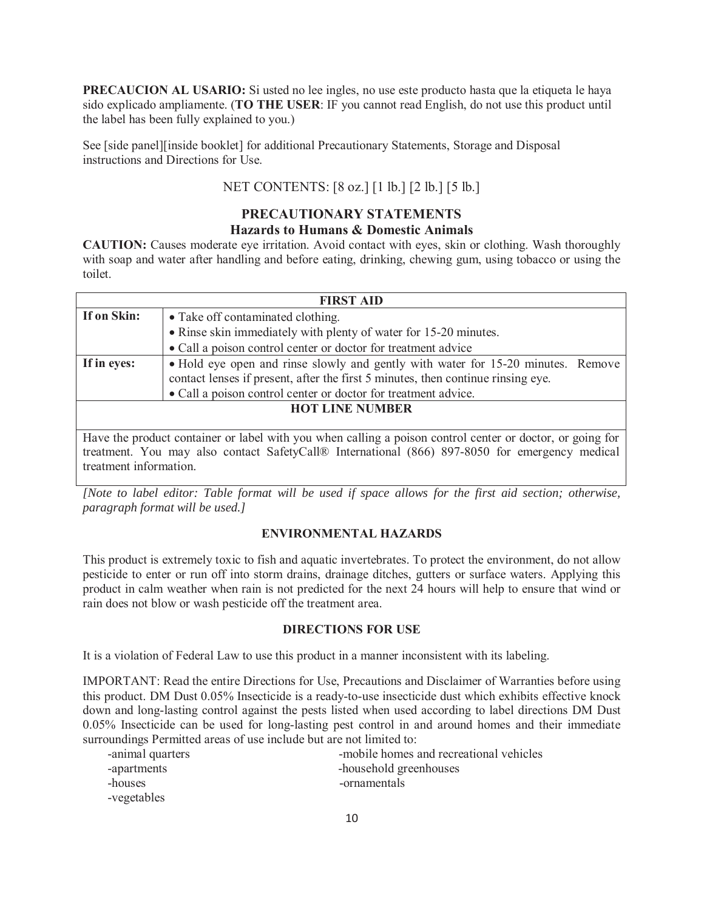**PRECAUCION AL USARIO:** Si usted no lee ingles, no use este producto hasta que la etiqueta le haya sido explicado ampliamente. (**TO THE USER**: IF you cannot read English, do not use this product until the label has been fully explained to you.)

See [side panel][inside booklet] for additional Precautionary Statements, Storage and Disposal instructions and Directions for Use.

NET CONTENTS: [8 oz.] [1 lb.] [2 lb.] [5 lb.]

## PRECAUTIONARY STATEMENTS

### Hazards to Humans & Domestic Animals

**CAUTION:** Causes moderate eye irritation. Avoid contact with eyes, skin or clothing. Wash thoroughly with soap and water after handling and before eating, drinking, chewing gum, using tobacco or using the toilet.

| FIRST AID | |
|---|---|
| **If on Skin:** | • Take off contaminated clothing.<br>• Rinse skin immediately with plenty of water for 15-20 minutes.<br>• Call a poison control center or doctor for treatment advice |
| **If in eyes:** | • Hold eye open and rinse slowly and gently with water for 15-20 minutes. Remove contact lenses if present, after the first 5 minutes, then continue rinsing eye.<br>• Call a poison control center or doctor for treatment advice. |
| **HOT LINE NUMBER** | |
| Have the product container or label with you when calling a poison control center or doctor, or going for treatment. You may also contact SafetyCall® International (866) 897-8050 for emergency medical treatment information. | |

*[Note to label editor: Table format will be used if space allows for the first aid section; otherwise, paragraph format will be used.]*

### ENVIRONMENTAL HAZARDS

This product is extremely toxic to fish and aquatic invertebrates. To protect the environment, do not allow pesticide to enter or run off into storm drains, drainage ditches, gutters or surface waters. Applying this product in calm weather when rain is not predicted for the next 24 hours will help to ensure that wind or rain does not blow or wash pesticide off the treatment area.

### DIRECTIONS FOR USE

It is a violation of Federal Law to use this product in a manner inconsistent with its labeling.

IMPORTANT: Read the entire Directions for Use, Precautions and Disclaimer of Warranties before using this product. DM Dust 0.05% Insecticide is a ready-to-use insecticide dust which exhibits effective knock down and long-lasting control against the pests listed when used according to label directions DM Dust 0.05% Insecticide can be used for long-lasting pest control in and around homes and their immediate surroundings Permitted areas of use include but are not limited to:

- animal quarters
- apartments
- houses
- vegetables
- mobile homes and recreational vehicles
- household greenhouses
- ornamentals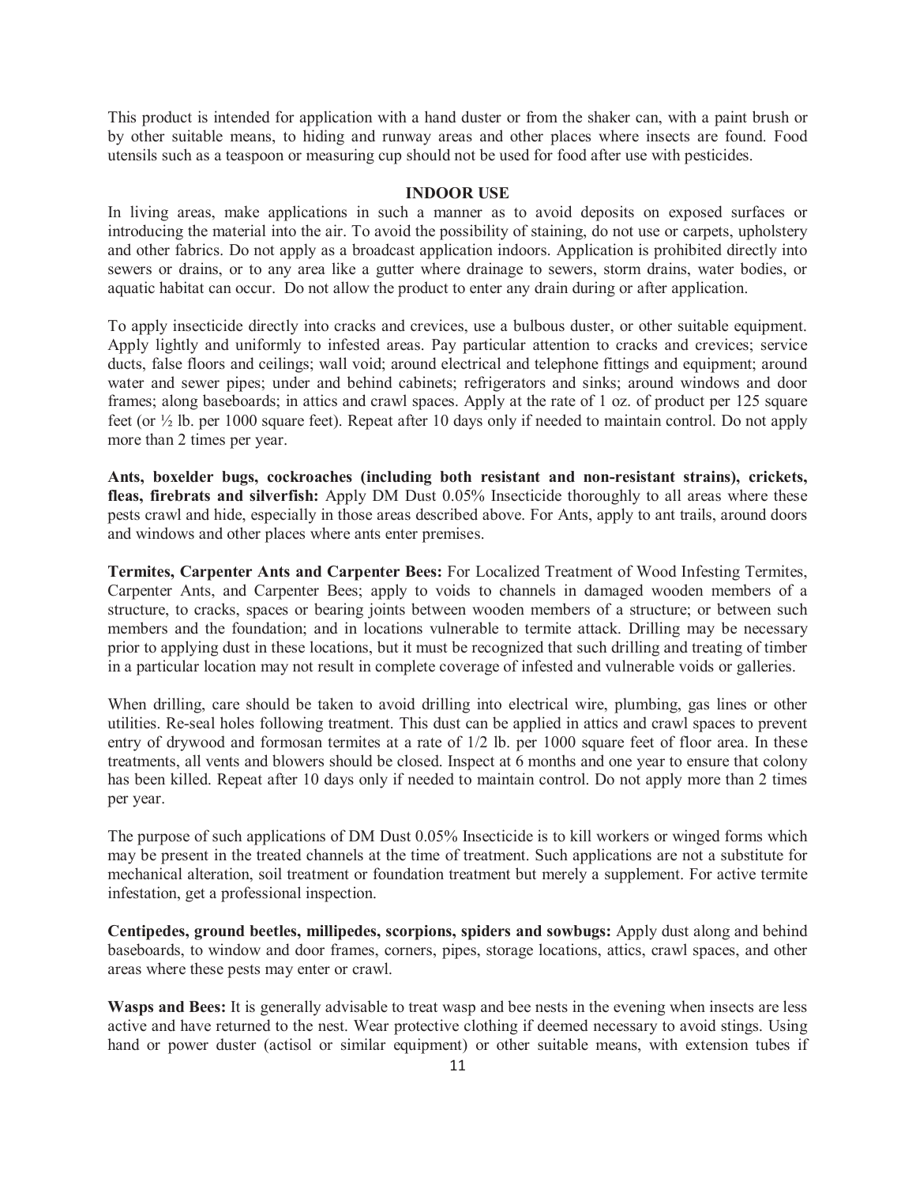This product is intended for application with a hand duster or from the shaker can, with a paint brush or by other suitable means, to hiding and runway areas and other places where insects are found. Food utensils such as a teaspoon or measuring cup should not be used for food after use with pesticides.

## INDOOR USE

In living areas, make applications in such a manner as to avoid deposits on exposed surfaces or introducing the material into the air. To avoid the possibility of staining, do not use or carpets, upholstery and other fabrics. Do not apply as a broadcast application indoors. Application is prohibited directly into sewers or drains, or to any area like a gutter where drainage to sewers, storm drains, water bodies, or aquatic habitat can occur. Do not allow the product to enter any drain during or after application.

To apply insecticide directly into cracks and crevices, use a bulbous duster, or other suitable equipment. Apply lightly and uniformly to infested areas. Pay particular attention to cracks and crevices; service ducts, false floors and ceilings; wall void; around electrical and telephone fittings and equipment; around water and sewer pipes; under and behind cabinets; refrigerators and sinks; around windows and door frames; along baseboards; in attics and crawl spaces. Apply at the rate of 1 oz. of product per 125 square feet (or ½ lb. per 1000 square feet). Repeat after 10 days only if needed to maintain control. Do not apply more than 2 times per year.

**Ants, boxelder bugs, cockroaches (including both resistant and non-resistant strains), crickets, fleas, firebrats and silverfish:** Apply DM Dust 0.05% Insecticide thoroughly to all areas where these pests crawl and hide, especially in those areas described above. For Ants, apply to ant trails, around doors and windows and other places where ants enter premises.

**Termites, Carpenter Ants and Carpenter Bees:** For Localized Treatment of Wood Infesting Termites, Carpenter Ants, and Carpenter Bees; apply to voids to channels in damaged wooden members of a structure, to cracks, spaces or bearing joints between wooden members of a structure; or between such members and the foundation; and in locations vulnerable to termite attack. Drilling may be necessary prior to applying dust in these locations, but it must be recognized that such drilling and treating of timber in a particular location may not result in complete coverage of infested and vulnerable voids or galleries.

When drilling, care should be taken to avoid drilling into electrical wire, plumbing, gas lines or other utilities. Re-seal holes following treatment. This dust can be applied in attics and crawl spaces to prevent entry of drywood and formosan termites at a rate of 1/2 lb. per 1000 square feet of floor area. In these treatments, all vents and blowers should be closed. Inspect at 6 months and one year to ensure that colony has been killed. Repeat after 10 days only if needed to maintain control. Do not apply more than 2 times per year.

The purpose of such applications of DM Dust 0.05% Insecticide is to kill workers or winged forms which may be present in the treated channels at the time of treatment. Such applications are not a substitute for mechanical alteration, soil treatment or foundation treatment but merely a supplement. For active termite infestation, get a professional inspection.

**Centipedes, ground beetles, millipedes, scorpions, spiders and sowbugs:** Apply dust along and behind baseboards, to window and door frames, corners, pipes, storage locations, attics, crawl spaces, and other areas where these pests may enter or crawl.

**Wasps and Bees:** It is generally advisable to treat wasp and bee nests in the evening when insects are less active and have returned to the nest. Wear protective clothing if deemed necessary to avoid stings. Using hand or power duster (actisol or similar equipment) or other suitable means, with extension tubes if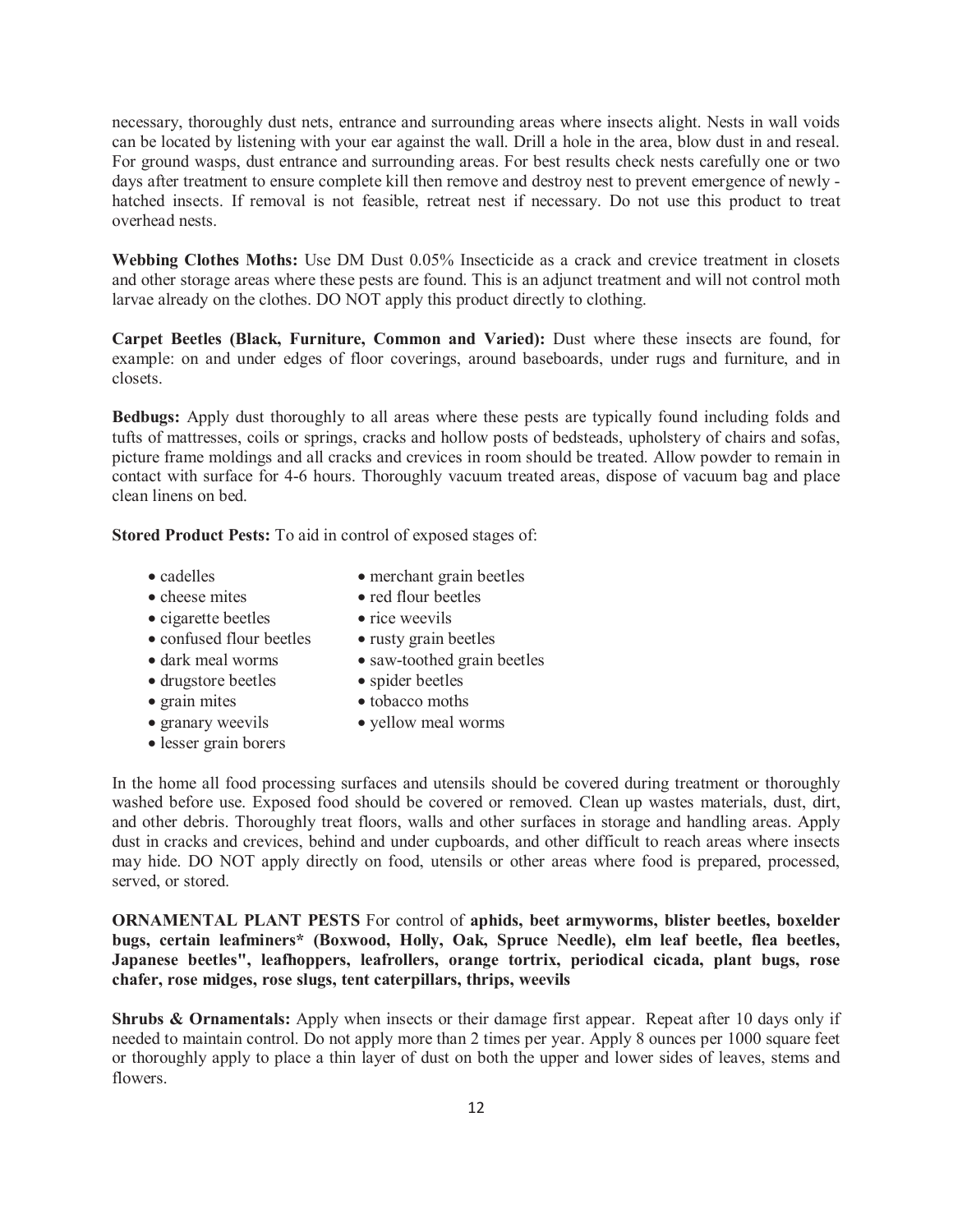necessary, thoroughly dust nets, entrance and surrounding areas where insects alight. Nests in wall voids can be located by listening with your ear against the wall. Drill a hole in the area, blow dust in and reseal. For ground wasps, dust entrance and surrounding areas. For best results check nests carefully one or two days after treatment to ensure complete kill then remove and destroy nest to prevent emergence of newly - hatched insects. If removal is not feasible, retreat nest if necessary. Do not use this product to treat overhead nests.

**Webbing Clothes Moths:** Use DM Dust 0.05% Insecticide as a crack and crevice treatment in closets and other storage areas where these pests are found. This is an adjunct treatment and will not control moth larvae already on the clothes. DO NOT apply this product directly to clothing.

**Carpet Beetles (Black, Furniture, Common and Varied):** Dust where these insects are found, for example: on and under edges of floor coverings, around baseboards, under rugs and furniture, and in closets.

**Bedbugs:** Apply dust thoroughly to all areas where these pests are typically found including folds and tufts of mattresses, coils or springs, cracks and hollow posts of bedsteads, upholstery of chairs and sofas, picture frame moldings and all cracks and crevices in room should be treated. Allow powder to remain in contact with surface for 4-6 hours. Thoroughly vacuum treated areas, dispose of vacuum bag and place clean linens on bed.

**Stored Product Pests:** To aid in control of exposed stages of:

- cadelles
- cheese mites
- cigarette beetles
- confused flour beetles
- dark meal worms
- drugstore beetles
- grain mites
- granary weevils
- lesser grain borers
- merchant grain beetles
- red flour beetles
- rice weevils
- rusty grain beetles
- saw-toothed grain beetles
- spider beetles
- tobacco moths
- yellow meal worms

In the home all food processing surfaces and utensils should be covered during treatment or thoroughly washed before use. Exposed food should be covered or removed. Clean up wastes materials, dust, dirt, and other debris. Thoroughly treat floors, walls and other surfaces in storage and handling areas. Apply dust in cracks and crevices, behind and under cupboards, and other difficult to reach areas where insects may hide. DO NOT apply directly on food, utensils or other areas where food is prepared, processed, served, or stored.

**ORNAMENTAL PLANT PESTS** For control of **aphids, beet armyworms, blister beetles, boxelder bugs, certain leafminers* (Boxwood, Holly, Oak, Spruce Needle), elm leaf beetle, flea beetles, Japanese beetles", leafhoppers, leafrollers, orange tortrix, periodical cicada, plant bugs, rose chafer, rose midges, rose slugs, tent caterpillars, thrips, weevils**

**Shrubs & Ornamentals:** Apply when insects or their damage first appear. Repeat after 10 days only if needed to maintain control. Do not apply more than 2 times per year. Apply 8 ounces per 1000 square feet or thoroughly apply to place a thin layer of dust on both the upper and lower sides of leaves, stems and flowers.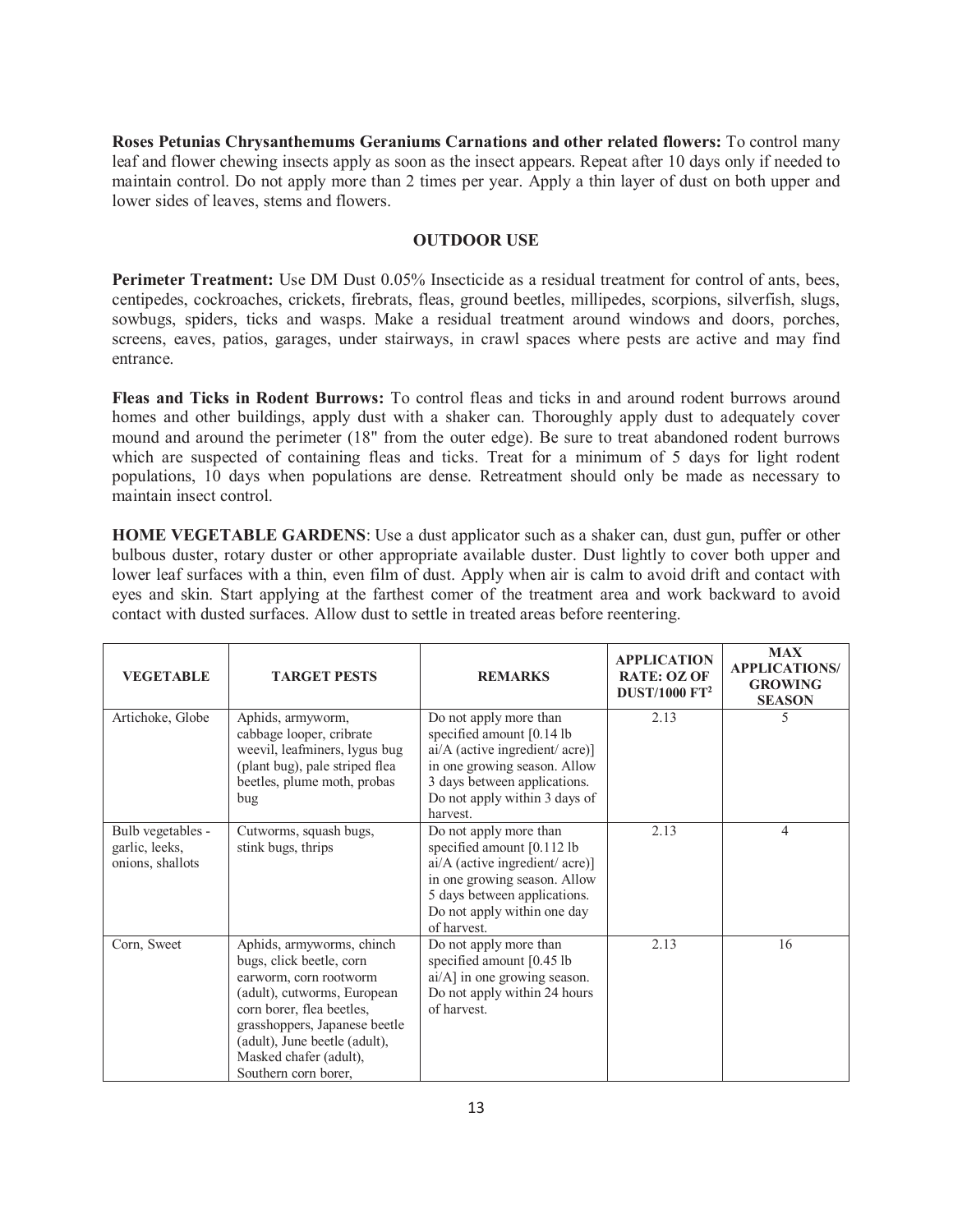**Roses Petunias Chrysanthemums Geraniums Carnations and other related flowers:** To control many leaf and flower chewing insects apply as soon as the insect appears. Repeat after 10 days only if needed to maintain control. Do not apply more than 2 times per year. Apply a thin layer of dust on both upper and lower sides of leaves, stems and flowers.

## OUTDOOR USE

**Perimeter Treatment:** Use DM Dust 0.05% Insecticide as a residual treatment for control of ants, bees, centipedes, cockroaches, crickets, firebrats, fleas, ground beetles, millipedes, scorpions, silverfish, slugs, sowbugs, spiders, ticks and wasps. Make a residual treatment around windows and doors, porches, screens, eaves, patios, garages, under stairways, in crawl spaces where pests are active and may find entrance.

**Fleas and Ticks in Rodent Burrows:** To control fleas and ticks in and around rodent burrows around homes and other buildings, apply dust with a shaker can. Thoroughly apply dust to adequately cover mound and around the perimeter (18" from the outer edge). Be sure to treat abandoned rodent burrows which are suspected of containing fleas and ticks. Treat for a minimum of 5 days for light rodent populations, 10 days when populations are dense. Retreatment should only be made as necessary to maintain insect control.

**HOME VEGETABLE GARDENS**: Use a dust applicator such as a shaker can, dust gun, puffer or other bulbous duster, rotary duster or other appropriate available duster. Dust lightly to cover both upper and lower leaf surfaces with a thin, even film of dust. Apply when air is calm to avoid drift and contact with eyes and skin. Start applying at the farthest comer of the treatment area and work backward to avoid contact with dusted surfaces. Allow dust to settle in treated areas before reentering.

| VEGETABLE | TARGET PESTS | REMARKS | APPLICATION RATE: OZ OF DUST/1000 FT$^2$ | MAX APPLICATIONS/ GROWING SEASON |
|---|---|---|---|---|
| Artichoke, Globe | Aphids, armyworm, cabbage looper, cribrate weevil, leafminers, lygus bug (plant bug), pale striped flea beetles, plume moth, probas bug | Do not apply more than specified amount [0.14 lb ai/A (active ingredient/ acre)] in one growing season. Allow 3 days between applications. Do not apply within 3 days of harvest. | 2.13 | 5 |
| Bulb vegetables - garlic, leeks, onions, shallots | Cutworms, squash bugs, stink bugs, thrips | Do not apply more than specified amount [0.112 lb ai/A (active ingredient/ acre)] in one growing season. Allow 5 days between applications. Do not apply within one day of harvest. | 2.13 | 4 |
| Corn, Sweet | Aphids, armyworms, chinch bugs, click beetle, corn earworm, corn rootworm (adult), cutworms, European corn borer, flea beetles, grasshoppers, Japanese beetle (adult), June beetle (adult), Masked chafer (adult), Southern corn borer, | Do not apply more than specified amount [0.45 lb ai/A] in one growing season. Do not apply within 24 hours of harvest. | 2.13 | 16 |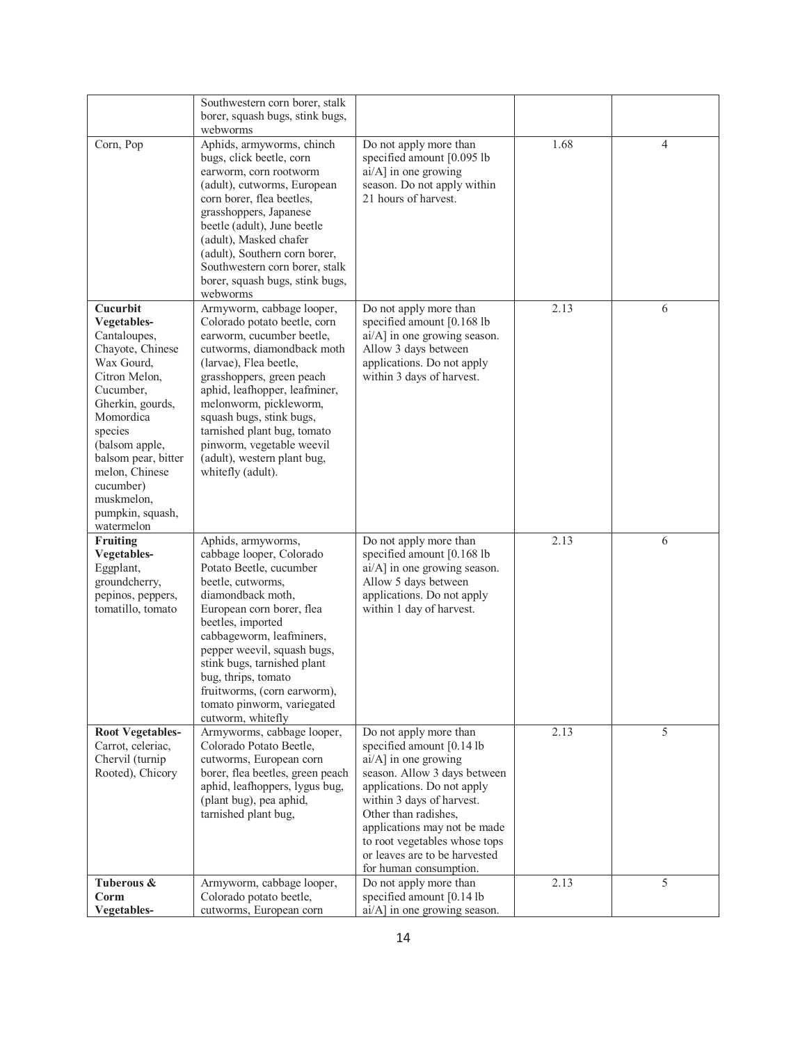| | | | | |
|---|---|---|---|---|
| | Southwestern corn borer, stalk borer, squash bugs, stink bugs, webworms | | | |
| Corn, Pop | Aphids, armyworms, chinch bugs, click beetle, corn earworm, corn rootworm (adult), cutworms, European corn borer, flea beetles, grasshoppers, Japanese beetle (adult), June beetle (adult), Masked chafer (adult), Southern corn borer, Southwestern corn borer, stalk borer, squash bugs, stink bugs, webworms | Do not apply more than specified amount [0.095 lb ai/A] in one growing season. Do not apply within 21 hours of harvest. | 1.68 | 4 |
| **Cucurbit Vegetables-** Cantaloupes, Chayote, Chinese Wax Gourd, Citron Melon, Cucumber, Gherkin, gourds, Momordica species (balsom apple, balsom pear, bitter melon, Chinese cucumber) muskmelon, pumpkin, squash, watermelon | Armyworm, cabbage looper, Colorado potato beetle, corn earworm, cucumber beetle, cutworms, diamondback moth (larvae), Flea beetle, grasshoppers, green peach aphid, leafhopper, leafminer, melonworm, pickleworm, squash bugs, stink bugs, tarnished plant bug, tomato pinworm, vegetable weevil (adult), western plant bug, whitefly (adult). | Do not apply more than specified amount [0.168 lb ai/A] in one growing season. Allow 3 days between applications. Do not apply within 3 days of harvest. | 2.13 | 6 |
| **Fruiting Vegetables-** Eggplant, groundcherry, pepinos, peppers, tomatillo, tomato | Aphids, armyworms, cabbage looper, Colorado Potato Beetle, cucumber beetle, cutworms, diamondback moth, European corn borer, flea beetles, imported cabbageworm, leafminers, pepper weevil, squash bugs, stink bugs, tarnished plant bug, thrips, tomato fruitworms, (corn earworm), tomato pinworm, variegated cutworm, whitefly | Do not apply more than specified amount [0.168 lb ai/A] in one growing season. Allow 5 days between applications. Do not apply within 1 day of harvest. | 2.13 | 6 |
| **Root Vegetables-** Carrot, celeriac, Chervil (turnip Rooted), Chicory | Armyworms, cabbage looper, Colorado Potato Beetle, cutworms, European corn borer, flea beetles, green peach aphid, leafhoppers, lygus bug, (plant bug), pea aphid, tarnished plant bug, | Do not apply more than specified amount [0.14 lb ai/A] in one growing season. Allow 3 days between applications. Do not apply within 3 days of harvest. Other than radishes, applications may not be made to root vegetables whose tops or leaves are to be harvested for human consumption. | 2.13 | 5 |
| **Tuberous & Corm Vegetables-** | Armyworm, cabbage looper, Colorado potato beetle, cutworms, European corn | Do not apply more than specified amount [0.14 lb ai/A] in one growing season. | 2.13 | 5 |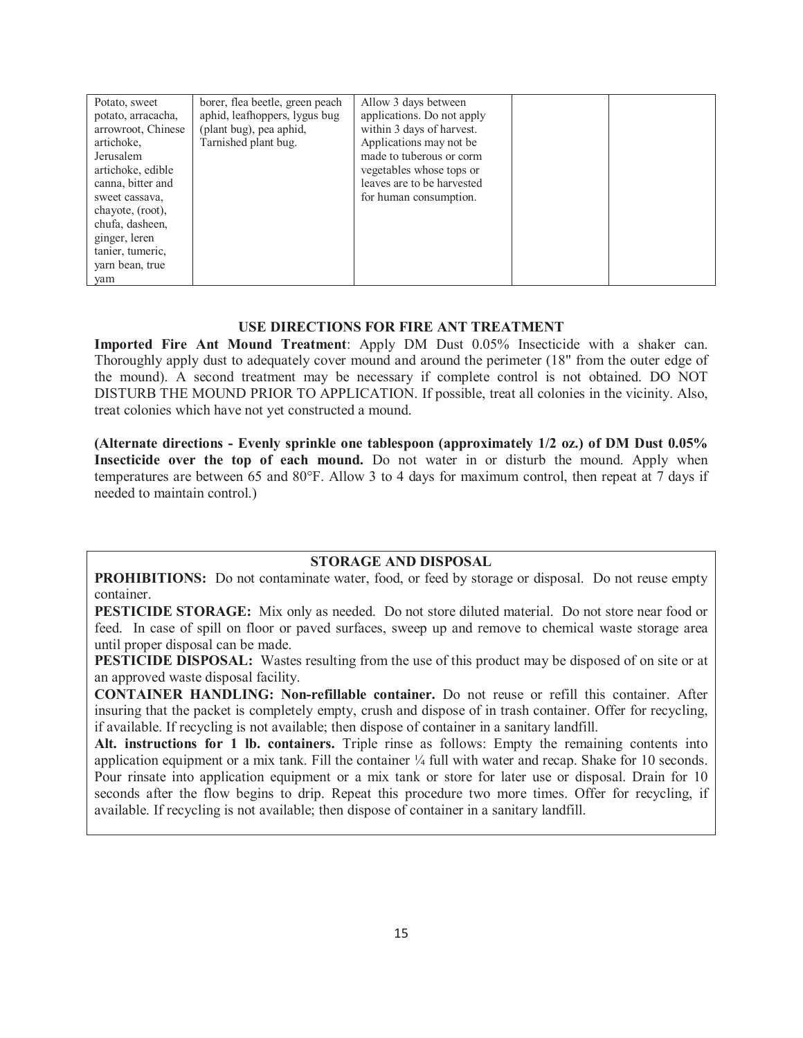| | | | | |
|---|---|---|---|---|
| Potato, sweet potato, arracacha, arrowroot, Chinese artichoke, Jerusalem artichoke, edible canna, bitter and sweet cassava, chayote, (root), chufa, dasheen, ginger, leren tanier, tumeric, yarn bean, true yam | borer, flea beetle, green peach aphid, leafhoppers, lygus bug (plant bug), pea aphid, Tarnished plant bug. | Allow 3 days between applications. Do not apply within 3 days of harvest. Applications may not be made to tuberous or corm vegetables whose tops or leaves are to be harvested for human consumption. | | |

## USE DIRECTIONS FOR FIRE ANT TREATMENT

**Imported Fire Ant Mound Treatment**: Apply DM Dust 0.05% Insecticide with a shaker can. Thoroughly apply dust to adequately cover mound and around the perimeter (18" from the outer edge of the mound). A second treatment may be necessary if complete control is not obtained. DO NOT DISTURB THE MOUND PRIOR TO APPLICATION. If possible, treat all colonies in the vicinity. Also, treat colonies which have not yet constructed a mound.

**(Alternate directions - Evenly sprinkle one tablespoon (approximately 1/2 oz.) of DM Dust 0.05% Insecticide over the top of each mound.** Do not water in or disturb the mound. Apply when temperatures are between 65 and 80°F. Allow 3 to 4 days for maximum control, then repeat at 7 days if needed to maintain control.)

## STORAGE AND DISPOSAL

**PROHIBITIONS:** Do not contaminate water, food, or feed by storage or disposal. Do not reuse empty container.

**PESTICIDE STORAGE:** Mix only as needed. Do not store diluted material. Do not store near food or feed. In case of spill on floor or paved surfaces, sweep up and remove to chemical waste storage area until proper disposal can be made.

**PESTICIDE DISPOSAL:** Wastes resulting from the use of this product may be disposed of on site or at an approved waste disposal facility.

**CONTAINER HANDLING: Non-refillable container.** Do not reuse or refill this container. After insuring that the packet is completely empty, crush and dispose of in trash container. Offer for recycling, if available. If recycling is not available; then dispose of container in a sanitary landfill.

**Alt. instructions for 1 lb. containers.** Triple rinse as follows: Empty the remaining contents into application equipment or a mix tank. Fill the container ¼ full with water and recap. Shake for 10 seconds. Pour rinsate into application equipment or a mix tank or store for later use or disposal. Drain for 10 seconds after the flow begins to drip. Repeat this procedure two more times. Offer for recycling, if available. If recycling is not available; then dispose of container in a sanitary landfill.